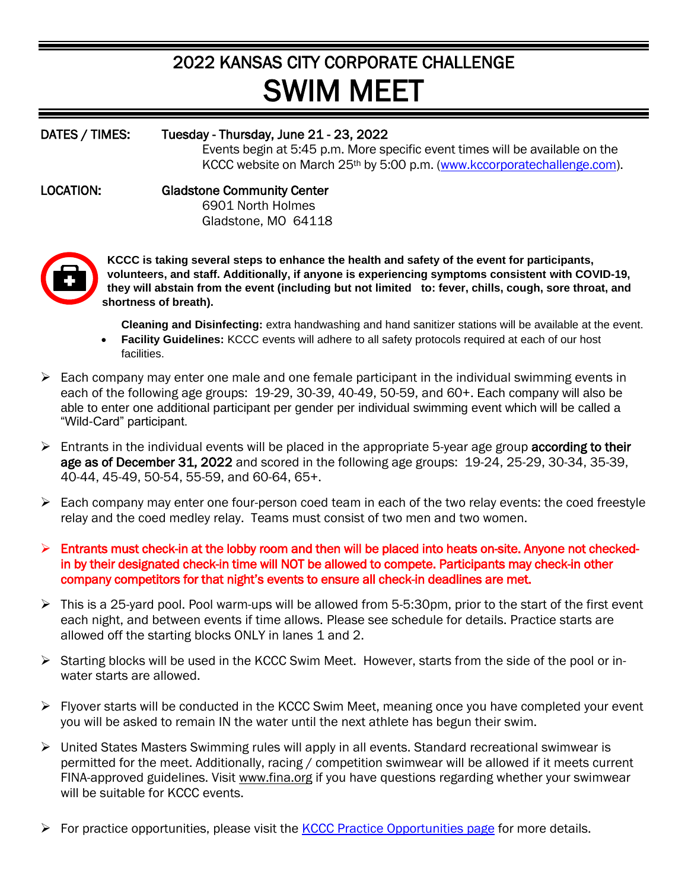# 2022 KANSAS CITY CORPORATE CHALLENGE

# SWIM MEET

**DATES / TIMES:** **Tuesday - Thursday, June 21 - 23, 2022**

Events begin at 5:45 p.m. More specific event times will be available on the KCCC website on March 25th by 5:00 p.m. (www.kccorporatechallenge.com).

**LOCATION:** **Gladstone Community Center**

6901 North Holmes
Gladstone, MO 64118

**KCCC is taking several steps to enhance the health and safety of the event for participants, volunteers, and staff. Additionally, if anyone is experiencing symptoms consistent with COVID-19, they will abstain from the event (including but not limited to: fever, chills, cough, sore throat, and shortness of breath).**

- **Cleaning and Disinfecting:** extra handwashing and hand sanitizer stations will be available at the event.
- **Facility Guidelines:** KCCC events will adhere to all safety protocols required at each of our host facilities.

- Each company may enter one male and one female participant in the individual swimming events in each of the following age groups: 19-29, 30-39, 40-49, 50-59, and 60+. Each company will also be able to enter one additional participant per gender per individual swimming event which will be called a "Wild-Card" participant.
- Entrants in the individual events will be placed in the appropriate 5-year age group **according to their age as of December 31, 2022** and scored in the following age groups: 19-24, 25-29, 30-34, 35-39, 40-44, 45-49, 50-54, 55-59, and 60-64, 65+.
- Each company may enter one four-person coed team in each of the two relay events: the coed freestyle relay and the coed medley relay. Teams must consist of two men and two women.
- Entrants must check-in at the lobby room and then will be placed into heats on-site. Anyone not checked-in by their designated check-in time will NOT be allowed to compete. Participants may check-in other company competitors for that night's events to ensure all check-in deadlines are met.
- This is a 25-yard pool. Pool warm-ups will be allowed from 5-5:30pm, prior to the start of the first event each night, and between events if time allows. Please see schedule for details. Practice starts are allowed off the starting blocks ONLY in lanes 1 and 2.
- Starting blocks will be used in the KCCC Swim Meet. However, starts from the side of the pool or in-water starts are allowed.
- Flyover starts will be conducted in the KCCC Swim Meet, meaning once you have completed your event you will be asked to remain IN the water until the next athlete has begun their swim.
- United States Masters Swimming rules will apply in all events. Standard recreational swimwear is permitted for the meet. Additionally, racing / competition swimwear will be allowed if it meets current FINA-approved guidelines. Visit www.fina.org if you have questions regarding whether your swimwear will be suitable for KCCC events.
- For practice opportunities, please visit the KCCC Practice Opportunities page for more details.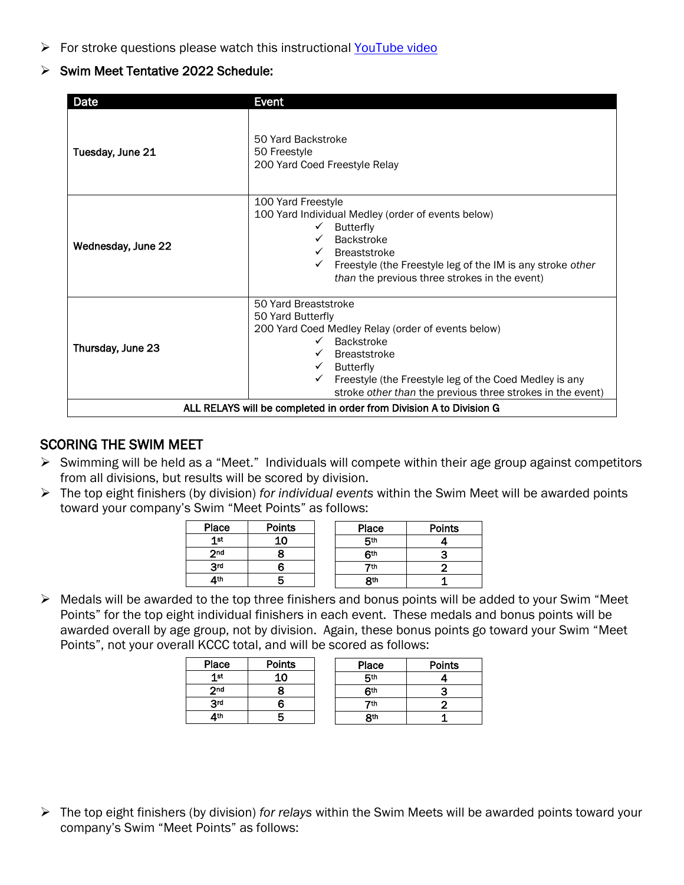- For stroke questions please watch this instructional [YouTube video]
- Swim Meet Tentative 2022 Schedule:

| Date | Event |
|---|---|
| Tuesday, June 21 | 50 Yard Backstroke<br>50 Freestyle<br>200 Yard Coed Freestyle Relay |
| Wednesday, June 22 | 100 Yard Freestyle<br>100 Yard Individual Medley (order of events below)<br>✓ Butterfly<br>✓ Backstroke<br>✓ Breaststroke<br>✓ Freestyle (the Freestyle leg of the IM is any stroke *other than* the previous three strokes in the event) |
| Thursday, June 23 | 50 Yard Breaststroke<br>50 Yard Butterfly<br>200 Yard Coed Medley Relay (order of events below)<br>✓ Backstroke<br>✓ Breaststroke<br>✓ Butterfly<br>✓ Freestyle (the Freestyle leg of the Coed Medley is any stroke *other than* the previous three strokes in the event) |
| ALL RELAYS will be completed in order from Division A to Division G | |

## SCORING THE SWIM MEET

- Swimming will be held as a "Meet." Individuals will compete within their age group against competitors from all divisions, but results will be scored by division.
- The top eight finishers (by division) *for individual events* within the Swim Meet will be awarded points toward your company's Swim "Meet Points" as follows:

| Place | Points |
|---|---|
| 1st | 10 |
| 2nd | 8 |
| 3rd | 6 |
| 4th | 5 |

| Place | Points |
|---|---|
| 5th | 4 |
| 6th | 3 |
| 7th | 2 |
| 8th | 1 |

- Medals will be awarded to the top three finishers and bonus points will be added to your Swim "Meet Points" for the top eight individual finishers in each event. These medals and bonus points will be awarded overall by age group, not by division. Again, these bonus points go toward your Swim "Meet Points", not your overall KCCC total, and will be scored as follows:

| Place | Points |
|---|---|
| 1st | 10 |
| 2nd | 8 |
| 3rd | 6 |
| 4th | 5 |

| Place | Points |
|---|---|
| 5th | 4 |
| 6th | 3 |
| 7th | 2 |
| 8th | 1 |

- The top eight finishers (by division) *for relays* within the Swim Meets will be awarded points toward your company's Swim "Meet Points" as follows: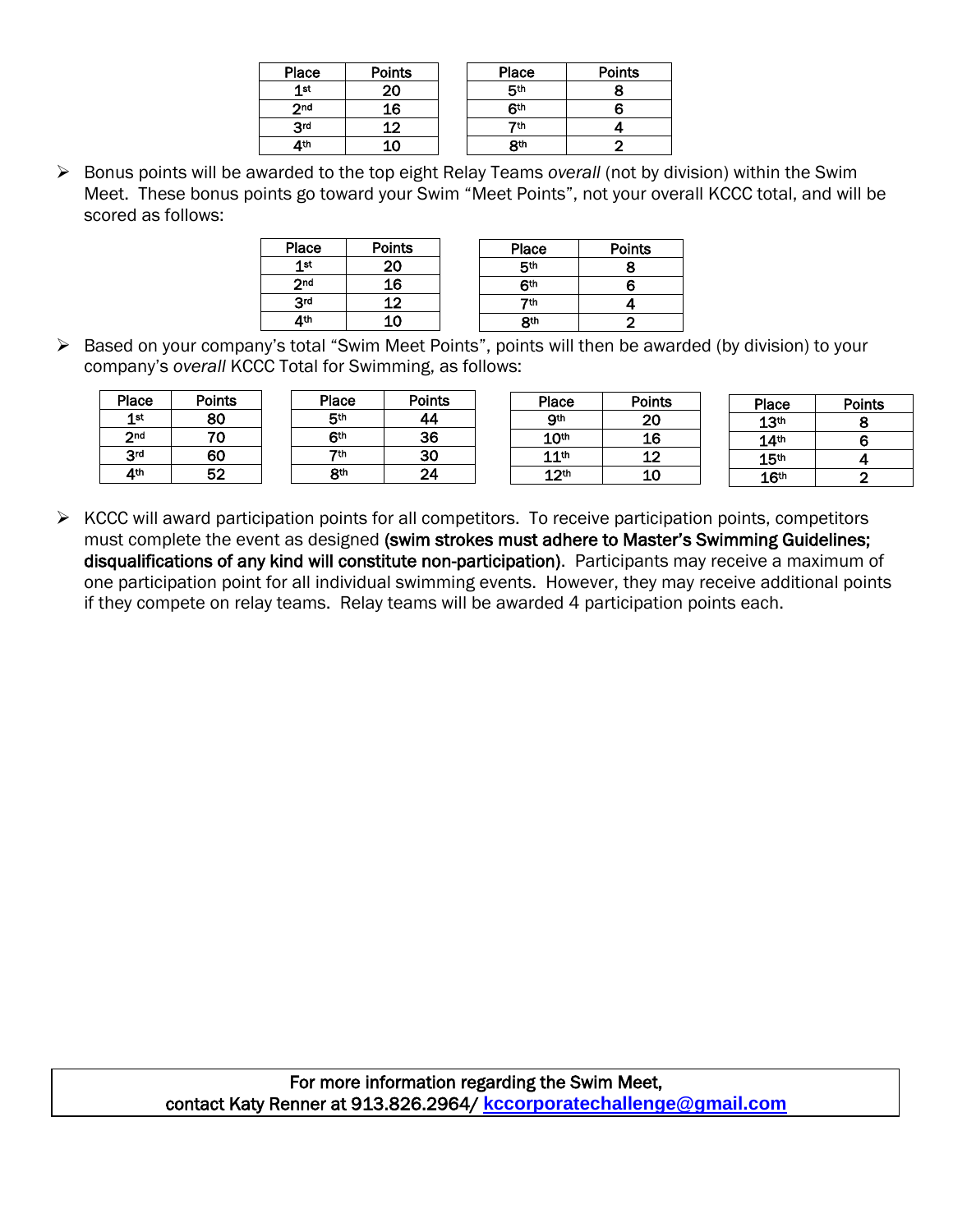| Place | Points |
|---|---|
| 1st | 20 |
| 2nd | 16 |
| 3rd | 12 |
| 4th | 10 |

| Place | Points |
|---|---|
| 5th | 8 |
| 6th | 6 |
| 7th | 4 |
| 8th | 2 |

- Bonus points will be awarded to the top eight Relay Teams *overall* (not by division) within the Swim Meet. These bonus points go toward your Swim "Meet Points", not your overall KCCC total, and will be scored as follows:

| Place | Points |
|---|---|
| 1st | 20 |
| 2nd | 16 |
| 3rd | 12 |
| 4th | 10 |

| Place | Points |
|---|---|
| 5th | 8 |
| 6th | 6 |
| 7th | 4 |
| 8th | 2 |

- Based on your company's total "Swim Meet Points", points will then be awarded (by division) to your company's *overall* KCCC Total for Swimming, as follows:

| Place | Points |
|---|---|
| 1st | 80 |
| 2nd | 70 |
| 3rd | 60 |
| 4th | 52 |

| Place | Points |
|---|---|
| 5th | 44 |
| 6th | 36 |
| 7th | 30 |
| 8th | 24 |

| Place | Points |
|---|---|
| 9th | 20 |
| 10th | 16 |
| 11th | 12 |
| 12th | 10 |

| Place | Points |
|---|---|
| 13th | 8 |
| 14th | 6 |
| 15th | 4 |
| 16th | 2 |

- KCCC will award participation points for all competitors. To receive participation points, competitors must complete the event as designed **(swim strokes must adhere to Master's Swimming Guidelines; disqualifications of any kind will constitute non-participation)**. Participants may receive a maximum of one participation point for all individual swimming events. However, they may receive additional points if they compete on relay teams. Relay teams will be awarded 4 participation points each.

For more information regarding the Swim Meet,
contact Katy Renner at 913.826.2964/ kccorporatechallenge@gmail.com